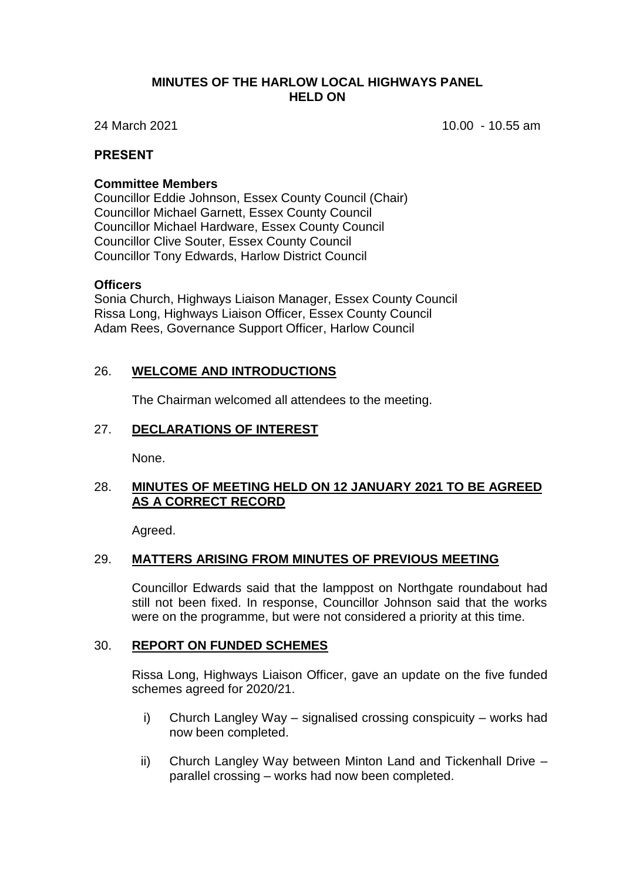# MINUTES OF THE HARLOW LOCAL HIGHWAYS PANEL HELD ON

24 March 2021 10.00 - 10.55 am

## PRESENT

### Committee Members

Councillor Eddie Johnson, Essex County Council (Chair)
Councillor Michael Garnett, Essex County Council
Councillor Michael Hardware, Essex County Council
Councillor Clive Souter, Essex County Council
Councillor Tony Edwards, Harlow District Council

### Officers

Sonia Church, Highways Liaison Manager, Essex County Council
Rissa Long, Highways Liaison Officer, Essex County Council
Adam Rees, Governance Support Officer, Harlow Council

## 26. WELCOME AND INTRODUCTIONS

The Chairman welcomed all attendees to the meeting.

## 27. DECLARATIONS OF INTEREST

None.

## 28. MINUTES OF MEETING HELD ON 12 JANUARY 2021 TO BE AGREED AS A CORRECT RECORD

Agreed.

## 29. MATTERS ARISING FROM MINUTES OF PREVIOUS MEETING

Councillor Edwards said that the lamppost on Northgate roundabout had still not been fixed. In response, Councillor Johnson said that the works were on the programme, but were not considered a priority at this time.

## 30. REPORT ON FUNDED SCHEMES

Rissa Long, Highways Liaison Officer, gave an update on the five funded schemes agreed for 2020/21.

i) Church Langley Way – signalised crossing conspicuity – works had now been completed.

ii) Church Langley Way between Minton Land and Tickenhall Drive – parallel crossing – works had now been completed.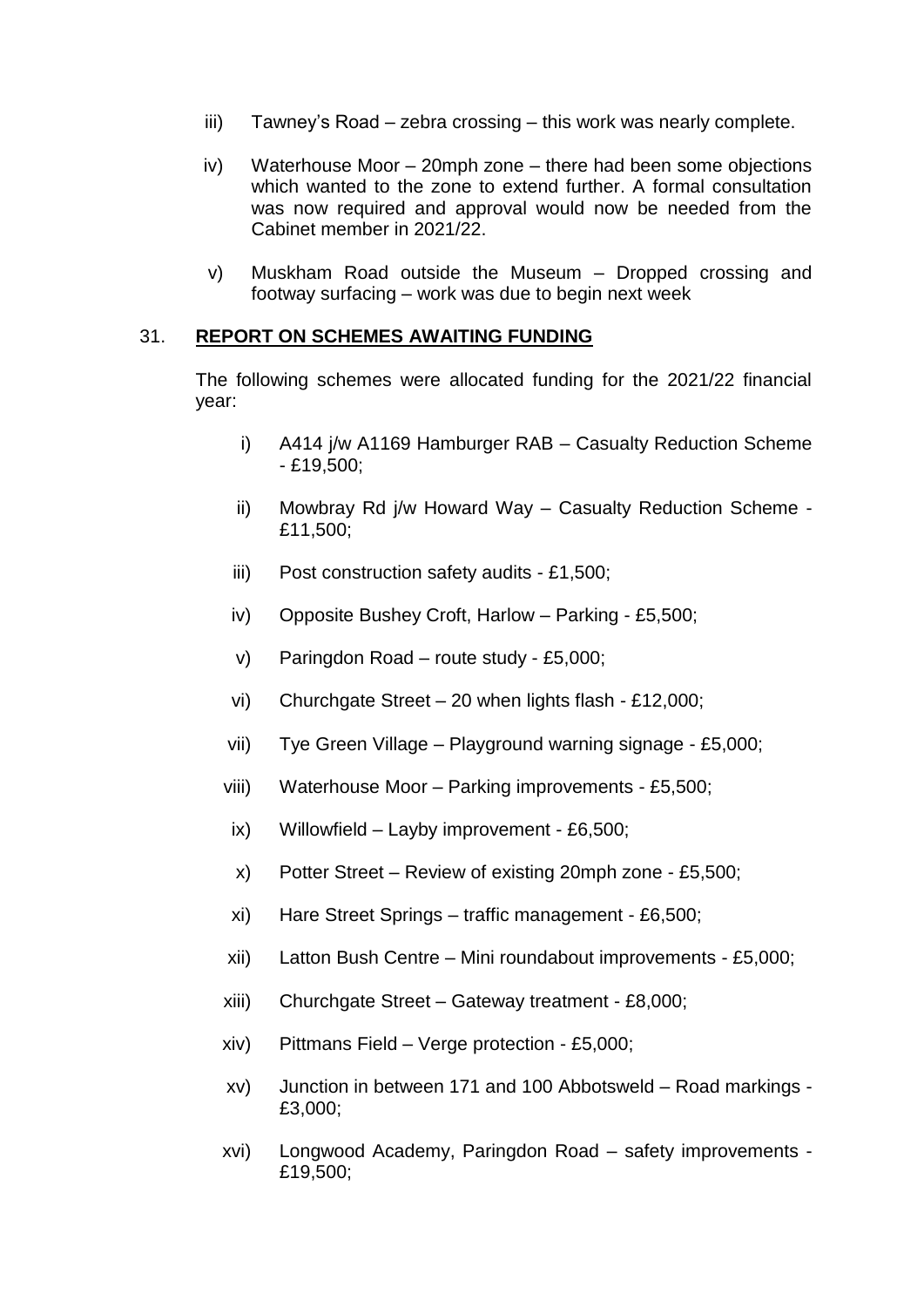iii) Tawney's Road – zebra crossing – this work was nearly complete.

iv) Waterhouse Moor – 20mph zone – there had been some objections which wanted to the zone to extend further. A formal consultation was now required and approval would now be needed from the Cabinet member in 2021/22.

v) Muskham Road outside the Museum – Dropped crossing and footway surfacing – work was due to begin next week

## 31. **REPORT ON SCHEMES AWAITING FUNDING**

The following schemes were allocated funding for the 2021/22 financial year:

i) A414 j/w A1169 Hamburger RAB – Casualty Reduction Scheme - £19,500;

ii) Mowbray Rd j/w Howard Way – Casualty Reduction Scheme - £11,500;

iii) Post construction safety audits - £1,500;

iv) Opposite Bushey Croft, Harlow – Parking - £5,500;

v) Paringdon Road – route study - £5,000;

vi) Churchgate Street – 20 when lights flash - £12,000;

vii) Tye Green Village – Playground warning signage - £5,000;

viii) Waterhouse Moor – Parking improvements - £5,500;

ix) Willowfield – Layby improvement - £6,500;

x) Potter Street – Review of existing 20mph zone - £5,500;

xi) Hare Street Springs – traffic management - £6,500;

xii) Latton Bush Centre – Mini roundabout improvements - £5,000;

xiii) Churchgate Street – Gateway treatment - £8,000;

xiv) Pittmans Field – Verge protection - £5,000;

xv) Junction in between 171 and 100 Abbotsweld – Road markings - £3,000;

xvi) Longwood Academy, Paringdon Road – safety improvements - £19,500;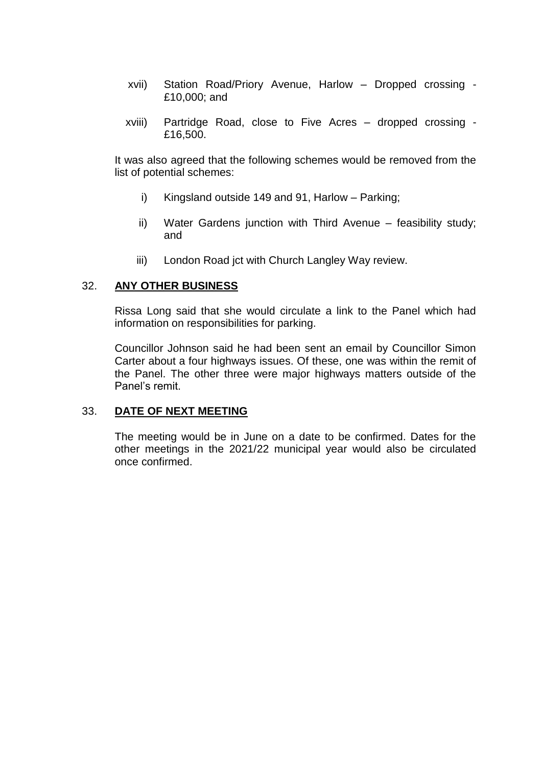xvii) Station Road/Priory Avenue, Harlow – Dropped crossing - £10,000; and

xviii) Partridge Road, close to Five Acres – dropped crossing - £16,500.

It was also agreed that the following schemes would be removed from the list of potential schemes:

i) Kingsland outside 149 and 91, Harlow – Parking;

ii) Water Gardens junction with Third Avenue – feasibility study; and

iii) London Road jct with Church Langley Way review.

## 32. **ANY OTHER BUSINESS**

Rissa Long said that she would circulate a link to the Panel which had information on responsibilities for parking.

Councillor Johnson said he had been sent an email by Councillor Simon Carter about a four highways issues. Of these, one was within the remit of the Panel. The other three were major highways matters outside of the Panel's remit.

## 33. **DATE OF NEXT MEETING**

The meeting would be in June on a date to be confirmed. Dates for the other meetings in the 2021/22 municipal year would also be circulated once confirmed.